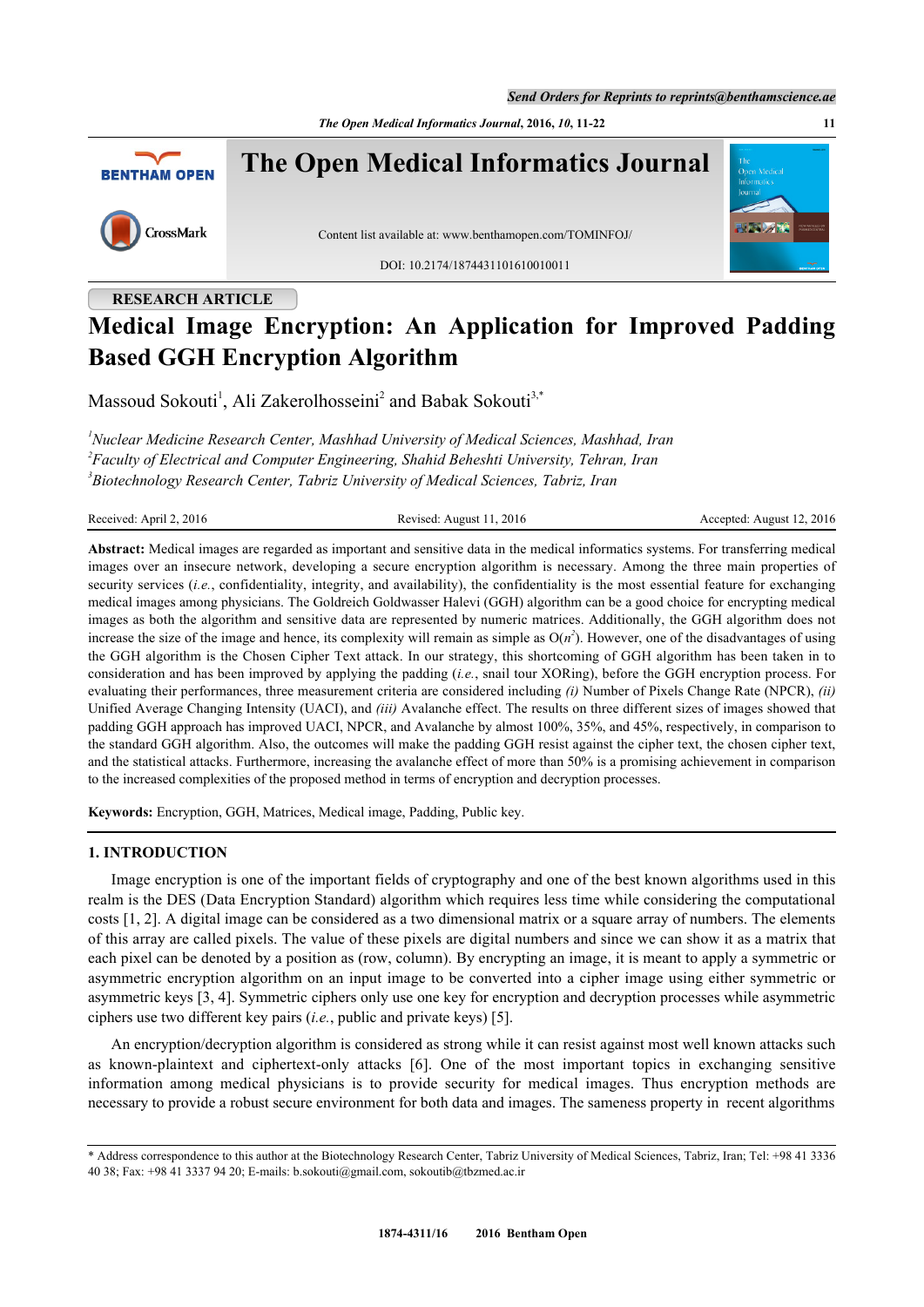RESEARCH ARTICLE

# Medical Image Encryption: An Application for Improved Padding Based GGH Encryption Algorithm

Massoud Sokouti[1], Ali Zakerolhosseini[2] and Babak Sokouti[3,*]

[1]*Nuclear Medicine Research Center, Mashhad University of Medical Sciences, Mashhad, Iran*
[2]*Faculty of Electrical and Computer Engineering, Shahid Beheshti University, Tehran, Iran*
[3]*Biotechnology Research Center, Tabriz University of Medical Sciences, Tabriz, Iran*

Received: April 2, 2016 Revised: August 11, 2016 Accepted: August 12, 2016

**Abstract:** Medical images are regarded as important and sensitive data in the medical informatics systems. For transferring medical images over an insecure network, developing a secure encryption algorithm is necessary. Among the three main properties of security services (*i.e.*, confidentiality, integrity, and availability), the confidentiality is the most essential feature for exchanging medical images among physicians. The Goldreich Goldwasser Halevi (GGH) algorithm can be a good choice for encrypting medical images as both the algorithm and sensitive data are represented by numeric matrices. Additionally, the GGH algorithm does not increase the size of the image and hence, its complexity will remain as simple as $O(n^2)$. However, one of the disadvantages of using the GGH algorithm is the Chosen Cipher Text attack. In our strategy, this shortcoming of GGH algorithm has been taken in to consideration and has been improved by applying the padding (*i.e.*, snail tour XORing), before the GGH encryption process. For evaluating their performances, three measurement criteria are considered including *(i)* Number of Pixels Change Rate (NPCR), *(ii)* Unified Average Changing Intensity (UACI), and *(iii)* Avalanche effect. The results on three different sizes of images showed that padding GGH approach has improved UACI, NPCR, and Avalanche by almost 100%, 35%, and 45%, respectively, in comparison to the standard GGH algorithm. Also, the outcomes will make the padding GGH resist against the cipher text, the chosen cipher text, and the statistical attacks. Furthermore, increasing the avalanche effect of more than 50% is a promising achievement in comparison to the increased complexities of the proposed method in terms of encryption and decryption processes.

**Keywords:** Encryption, GGH, Matrices, Medical image, Padding, Public key.

## 1. INTRODUCTION

Image encryption is one of the important fields of cryptography and one of the best known algorithms used in this realm is the DES (Data Encryption Standard) algorithm which requires less time while considering the computational costs [1, 2]. A digital image can be considered as a two dimensional matrix or a square array of numbers. The elements of this array are called pixels. The value of these pixels are digital numbers and since we can show it as a matrix that each pixel can be denoted by a position as (row, column). By encrypting an image, it is meant to apply a symmetric or asymmetric encryption algorithm on an input image to be converted into a cipher image using either symmetric or asymmetric keys [3, 4]. Symmetric ciphers only use one key for encryption and decryption processes while asymmetric ciphers use two different key pairs (*i.e.*, public and private keys) [5].

An encryption/decryption algorithm is considered as strong while it can resist against most well known attacks such as known-plaintext and ciphertext-only attacks [6]. One of the most important topics in exchanging sensitive information among medical physicians is to provide security for medical images. Thus encryption methods are necessary to provide a robust secure environment for both data and images. The sameness property in recent algorithms

\* Address correspondence to this author at the Biotechnology Research Center, Tabriz University of Medical Sciences, Tabriz, Iran; Tel: +98 41 3336 40 38; Fax: +98 41 3337 94 20; E-mails: b.sokouti@gmail.com, sokoutib@tbzmed.ac.ir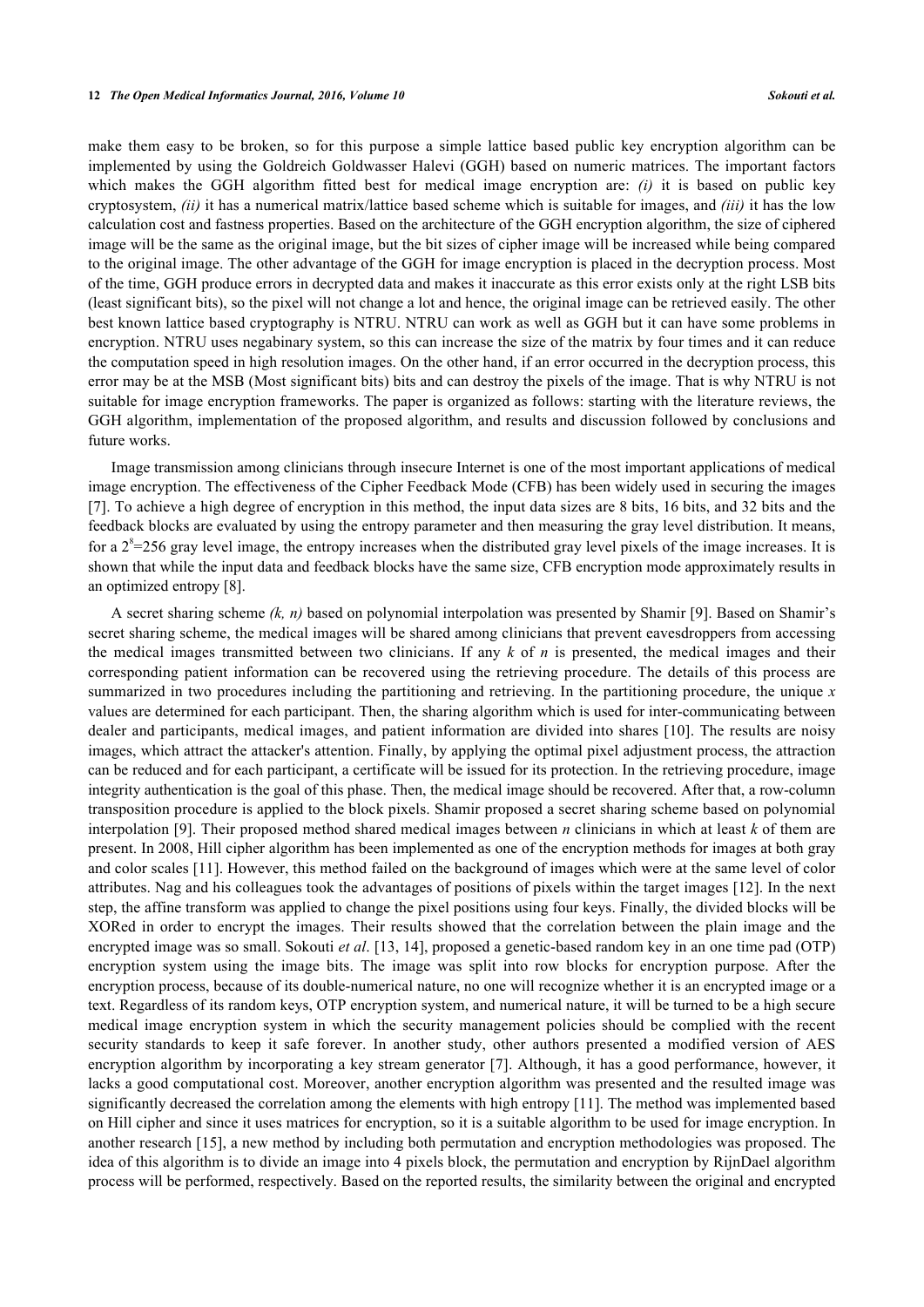make them easy to be broken, so for this purpose a simple lattice based public key encryption algorithm can be implemented by using the Goldreich Goldwasser Halevi (GGH) based on numeric matrices. The important factors which makes the GGH algorithm fitted best for medical image encryption are: *(i)* it is based on public key cryptosystem, *(ii)* it has a numerical matrix/lattice based scheme which is suitable for images, and *(iii)* it has the low calculation cost and fastness properties. Based on the architecture of the GGH encryption algorithm, the size of ciphered image will be the same as the original image, but the bit sizes of cipher image will be increased while being compared to the original image. The other advantage of the GGH for image encryption is placed in the decryption process. Most of the time, GGH produce errors in decrypted data and makes it inaccurate as this error exists only at the right LSB bits (least significant bits), so the pixel will not change a lot and hence, the original image can be retrieved easily. The other best known lattice based cryptography is NTRU. NTRU can work as well as GGH but it can have some problems in encryption. NTRU uses negabinary system, so this can increase the size of the matrix by four times and it can reduce the computation speed in high resolution images. On the other hand, if an error occurred in the decryption process, this error may be at the MSB (Most significant bits) bits and can destroy the pixels of the image. That is why NTRU is not suitable for image encryption frameworks. The paper is organized as follows: starting with the literature reviews, the GGH algorithm, implementation of the proposed algorithm, and results and discussion followed by conclusions and future works.

Image transmission among clinicians through insecure Internet is one of the most important applications of medical image encryption. The effectiveness of the Cipher Feedback Mode (CFB) has been widely used in securing the images [7]. To achieve a high degree of encryption in this method, the input data sizes are 8 bits, 16 bits, and 32 bits and the feedback blocks are evaluated by using the entropy parameter and then measuring the gray level distribution. It means, for a $2^8$=256 gray level image, the entropy increases when the distributed gray level pixels of the image increases. It is shown that while the input data and feedback blocks have the same size, CFB encryption mode approximately results in an optimized entropy [8].

A secret sharing scheme *(k, n)* based on polynomial interpolation was presented by Shamir [9]. Based on Shamir's secret sharing scheme, the medical images will be shared among clinicians that prevent eavesdroppers from accessing the medical images transmitted between two clinicians. If any *k* of *n* is presented, the medical images and their corresponding patient information can be recovered using the retrieving procedure. The details of this process are summarized in two procedures including the partitioning and retrieving. In the partitioning procedure, the unique *x* values are determined for each participant. Then, the sharing algorithm which is used for inter-communicating between dealer and participants, medical images, and patient information are divided into shares [10]. The results are noisy images, which attract the attacker's attention. Finally, by applying the optimal pixel adjustment process, the attraction can be reduced and for each participant, a certificate will be issued for its protection. In the retrieving procedure, image integrity authentication is the goal of this phase. Then, the medical image should be recovered. After that, a row-column transposition procedure is applied to the block pixels. Shamir proposed a secret sharing scheme based on polynomial interpolation [9]. Their proposed method shared medical images between *n* clinicians in which at least *k* of them are present. In 2008, Hill cipher algorithm has been implemented as one of the encryption methods for images at both gray and color scales [11]. However, this method failed on the background of images which were at the same level of color attributes. Nag and his colleagues took the advantages of positions of pixels within the target images [12]. In the next step, the affine transform was applied to change the pixel positions using four keys. Finally, the divided blocks will be XORed in order to encrypt the images. Their results showed that the correlation between the plain image and the encrypted image was so small. Sokouti *et al*. [13, 14], proposed a genetic-based random key in an one time pad (OTP) encryption system using the image bits. The image was split into row blocks for encryption purpose. After the encryption process, because of its double-numerical nature, no one will recognize whether it is an encrypted image or a text. Regardless of its random keys, OTP encryption system, and numerical nature, it will be turned to be a high secure medical image encryption system in which the security management policies should be complied with the recent security standards to keep it safe forever. In another study, other authors presented a modified version of AES encryption algorithm by incorporating a key stream generator [7]. Although, it has a good performance, however, it lacks a good computational cost. Moreover, another encryption algorithm was presented and the resulted image was significantly decreased the correlation among the elements with high entropy [11]. The method was implemented based on Hill cipher and since it uses matrices for encryption, so it is a suitable algorithm to be used for image encryption. In another research [15], a new method by including both permutation and encryption methodologies was proposed. The idea of this algorithm is to divide an image into 4 pixels block, the permutation and encryption by RijnDael algorithm process will be performed, respectively. Based on the reported results, the similarity between the original and encrypted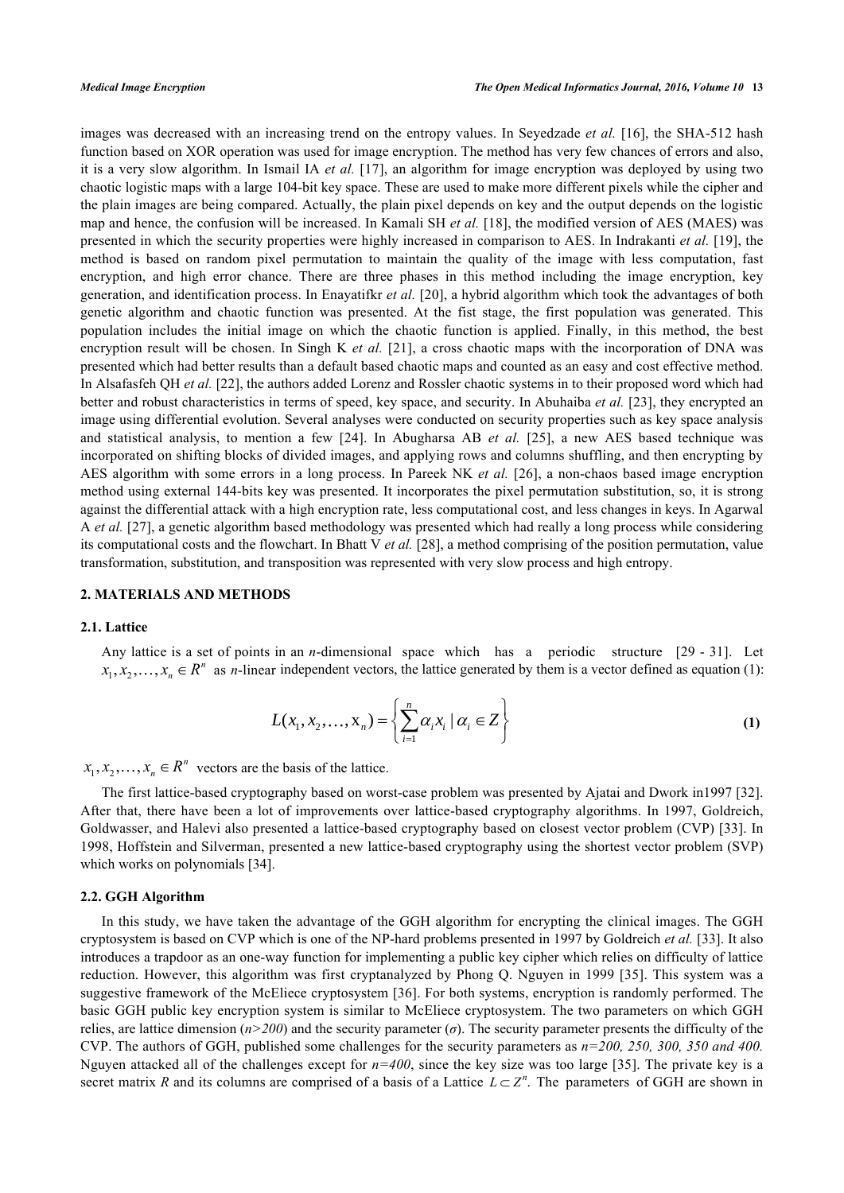images was decreased with an increasing trend on the entropy values. In Seyedzade *et al.* [16], the SHA-512 hash function based on XOR operation was used for image encryption. The method has very few chances of errors and also, it is a very slow algorithm. In Ismail IA *et al.* [17], an algorithm for image encryption was deployed by using two chaotic logistic maps with a large 104-bit key space. These are used to make more different pixels while the cipher and the plain images are being compared. Actually, the plain pixel depends on key and the output depends on the logistic map and hence, the confusion will be increased. In Kamali SH *et al.* [18], the modified version of AES (MAES) was presented in which the security properties were highly increased in comparison to AES. In Indrakanti *et al.* [19], the method is based on random pixel permutation to maintain the quality of the image with less computation, fast encryption, and high error chance. There are three phases in this method including the image encryption, key generation, and identification process. In Enayatifkr *et al.* [20], a hybrid algorithm which took the advantages of both genetic algorithm and chaotic function was presented. At the fist stage, the first population was generated. This population includes the initial image on which the chaotic function is applied. Finally, in this method, the best encryption result will be chosen. In Singh K *et al.* [21], a cross chaotic maps with the incorporation of DNA was presented which had better results than a default based chaotic maps and counted as an easy and cost effective method. In Alsafasfeh QH *et al.* [22], the authors added Lorenz and Rossler chaotic systems in to their proposed word which had better and robust characteristics in terms of speed, key space, and security. In Abuhaiba *et al.* [23], they encrypted an image using differential evolution. Several analyses were conducted on security properties such as key space analysis and statistical analysis, to mention a few [24]. In Abugharsa AB *et al.* [25], a new AES based technique was incorporated on shifting blocks of divided images, and applying rows and columns shuffling, and then encrypting by AES algorithm with some errors in a long process. In Pareek NK *et al.* [26], a non-chaos based image encryption method using external 144-bits key was presented. It incorporates the pixel permutation substitution, so, it is strong against the differential attack with a high encryption rate, less computational cost, and less changes in keys. In Agarwal A *et al.* [27], a genetic algorithm based methodology was presented which had really a long process while considering its computational costs and the flowchart. In Bhatt V *et al.* [28], a method comprising of the position permutation, value transformation, substitution, and transposition was represented with very slow process and high entropy.

## 2. MATERIALS AND METHODS

### 2.1. Lattice

Any lattice is a set of points in an *n*-dimensional space which has a periodic structure [29 - 31]. Let $x_1, x_2, \ldots, x_n \in R^n$ as *n*-linear independent vectors, the lattice generated by them is a vector defined as equation (1):

$$L(x_1, x_2, \ldots, \mathrm{x}_n) = \left\{ \sum_{i=1}^{n} \alpha_i x_i \mid \alpha_i \in Z \right\} \quad \textbf{(1)}$$

$x_1, x_2, \ldots, x_n \in R^n$ vectors are the basis of the lattice.

The first lattice-based cryptography based on worst-case problem was presented by Ajatai and Dwork in1997 [32]. After that, there have been a lot of improvements over lattice-based cryptography algorithms. In 1997, Goldreich, Goldwasser, and Halevi also presented a lattice-based cryptography based on closest vector problem (CVP) [33]. In 1998, Hoffstein and Silverman, presented a new lattice-based cryptography using the shortest vector problem (SVP) which works on polynomials [34].

### 2.2. GGH Algorithm

In this study, we have taken the advantage of the GGH algorithm for encrypting the clinical images. The GGH cryptosystem is based on CVP which is one of the NP-hard problems presented in 1997 by Goldreich *et al.* [33]. It also introduces a trapdoor as an one-way function for implementing a public key cipher which relies on difficulty of lattice reduction. However, this algorithm was first cryptanalyzed by Phong Q. Nguyen in 1999 [35]. This system was a suggestive framework of the McEliece cryptosystem [36]. For both systems, encryption is randomly performed. The basic GGH public key encryption system is similar to McEliece cryptosystem. The two parameters on which GGH relies, are lattice dimension ($n>200$) and the security parameter ($\sigma$). The security parameter presents the difficulty of the CVP. The authors of GGH, published some challenges for the security parameters as *n=200, 250, 300, 350 and 400.* Nguyen attacked all of the challenges except for *n=400*, since the key size was too large [35]. The private key is a secret matrix *R* and its columns are comprised of a basis of a Lattice $L \subset Z^n$. The parameters of GGH are shown in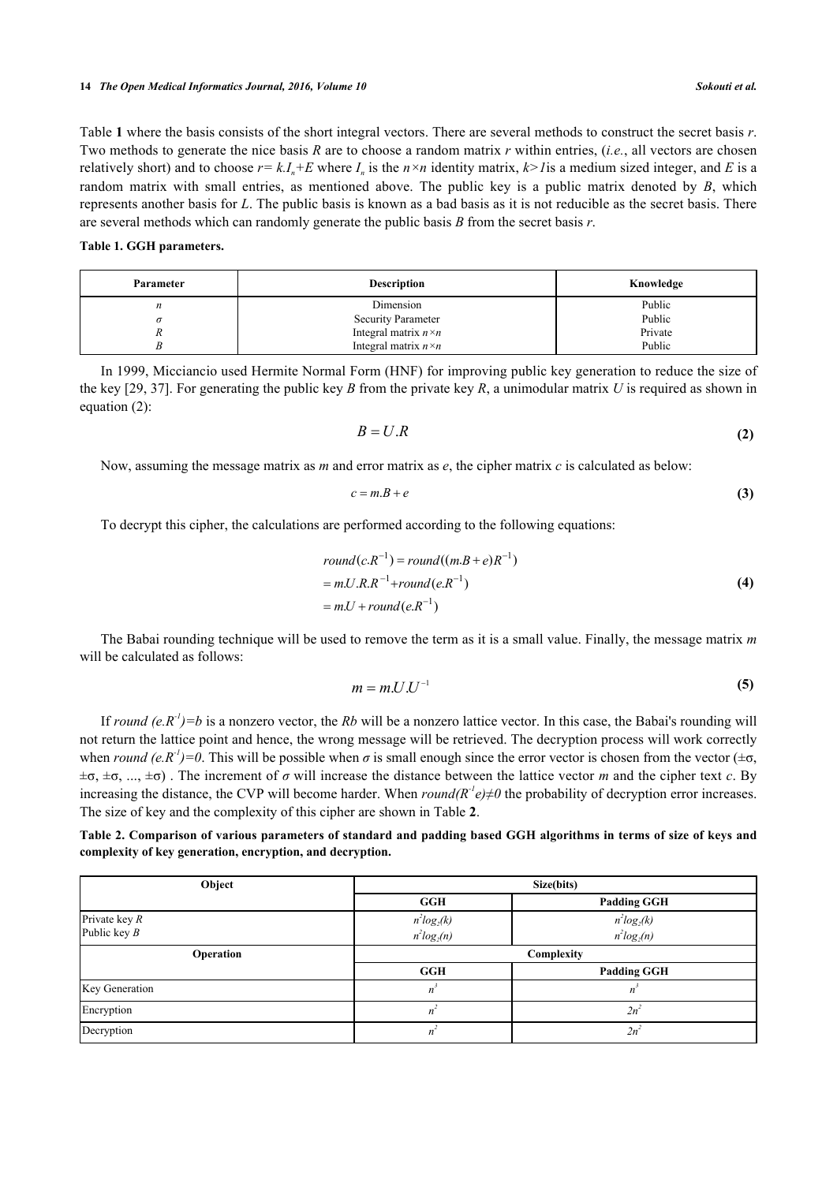Table **1** where the basis consists of the short integral vectors. There are several methods to construct the secret basis *r*. Two methods to generate the nice basis *R* are to choose a random matrix *r* within entries, (*i.e.*, all vectors are chosen relatively short) and to choose $r = k.I_n + E$ where $I_n$ is the $n \times n$ identity matrix, $k > 1$is a medium sized integer, and *E* is a random matrix with small entries, as mentioned above. The public key is a public matrix denoted by *B*, which represents another basis for *L*. The public basis is known as a bad basis as it is not reducible as the secret basis. There are several methods which can randomly generate the public basis *B* from the secret basis *r*.

**Table 1. GGH parameters.**

| Parameter | Description | Knowledge |
|---|---|---|
| $n$ | Dimension | Public |
| $\sigma$ | Security Parameter | Public |
| $R$ | Integral matrix $n \times n$ | Private |
| $B$ | Integral matrix $n \times n$ | Public |

In 1999, Micciancio used Hermite Normal Form (HNF) for improving public key generation to reduce the size of the key [29, 37]. For generating the public key *B* from the private key *R*, a unimodular matrix *U* is required as shown in equation (2):

$$B = U.R \tag{2}$$

Now, assuming the message matrix as *m* and error matrix as *e*, the cipher matrix *c* is calculated as below:

$$c = m.B + e \tag{3}$$

To decrypt this cipher, the calculations are performed according to the following equations:

$$\begin{aligned} round(c.R^{-1}) &= round((m.B + e)R^{-1}) \\ &= m.U.R.R^{-1} + round(e.R^{-1}) \\ &= m.U + round(e.R^{-1}) \end{aligned} \tag{4}$$

The Babai rounding technique will be used to remove the term as it is a small value. Finally, the message matrix *m* will be calculated as follows:

$$m = m.U.U^{-1} \tag{5}$$

If $round(e.R^{-1}) = b$ is a nonzero vector, the *Rb* will be a nonzero lattice vector. In this case, the Babai's rounding will not return the lattice point and hence, the wrong message will be retrieved. The decryption process will work correctly when $round(e.R^{-1}) = 0$. This will be possible when $\sigma$ is small enough since the error vector is chosen from the vector ($\pm\sigma$, $\pm\sigma$, $\pm\sigma$, ..., $\pm\sigma$) . The increment of $\sigma$ will increase the distance between the lattice vector *m* and the cipher text *c*. By increasing the distance, the CVP will become harder. When $round(R^{-1}e) \neq 0$ the probability of decryption error increases. The size of key and the complexity of this cipher are shown in Table **2**.

**Table 2. Comparison of various parameters of standard and padding based GGH algorithms in terms of size of keys and complexity of key generation, encryption, and decryption.**

| Object | Size(bits) | |
|---|---|---|
| | GGH | Padding GGH |
| Private key $R$ | $n^2 log_2(k)$ | $n^2 log_2(k)$ |
| Public key $B$ | $n^2 log_2(n)$ | $n^2 log_2(n)$ |
| **Operation** | **Complexity** | |
| | **GGH** | **Padding GGH** |
| Key Generation | $n^3$ | $n^3$ |
| Encryption | $n^2$ | $2n^2$ |
| Decryption | $n^2$ | $2n^2$ |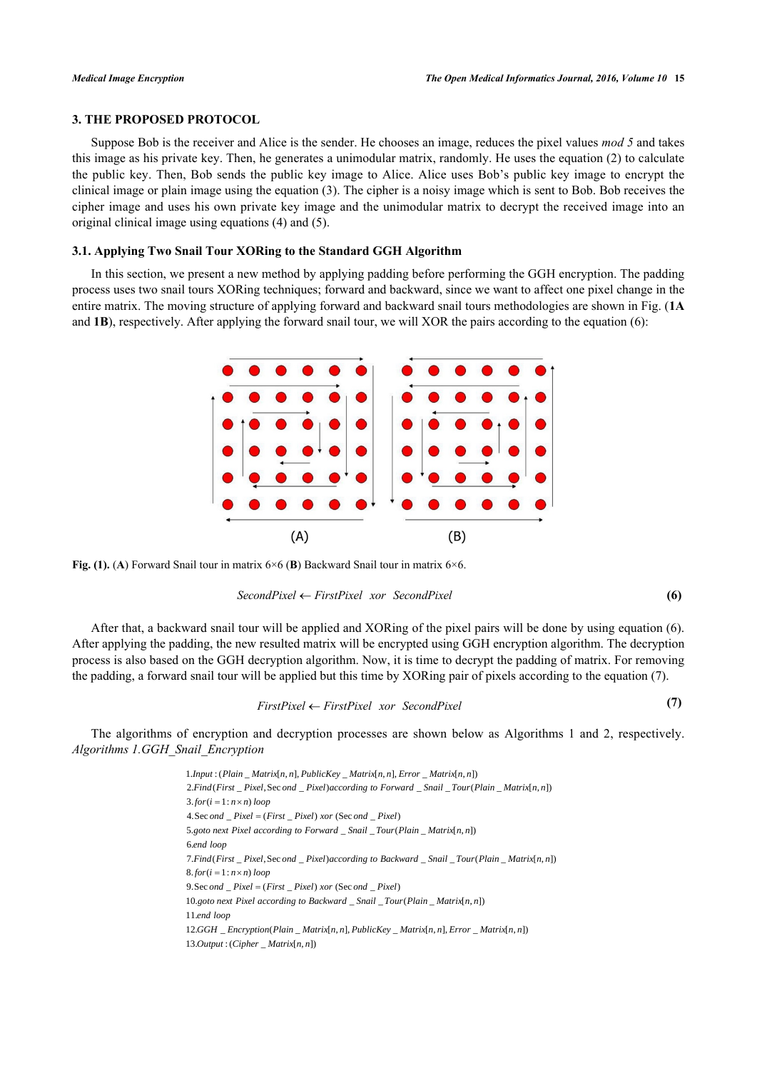## 3. THE PROPOSED PROTOCOL

Suppose Bob is the receiver and Alice is the sender. He chooses an image, reduces the pixel values *mod 5* and takes this image as his private key. Then, he generates a unimodular matrix, randomly. He uses the equation (2) to calculate the public key. Then, Bob sends the public key image to Alice. Alice uses Bob's public key image to encrypt the clinical image or plain image using the equation (3). The cipher is a noisy image which is sent to Bob. Bob receives the cipher image and uses his own private key image and the unimodular matrix to decrypt the received image into an original clinical image using equations (4) and (5).

### 3.1. Applying Two Snail Tour XORing to the Standard GGH Algorithm

In this section, we present a new method by applying padding before performing the GGH encryption. The padding process uses two snail tours XORing techniques; forward and backward, since we want to affect one pixel change in the entire matrix. The moving structure of applying forward and backward snail tours methodologies are shown in Fig. (**1A** and **1B**), respectively. After applying the forward snail tour, we will XOR the pairs according to the equation (6):

**Fig. (1).** (**A**) Forward Snail tour in matrix 6×6 (**B**) Backward Snail tour in matrix 6×6.

$$SecondPixel \leftarrow FirstPixel \;\; xor \;\; SecondPixel \tag{6}$$

After that, a backward snail tour will be applied and XORing of the pixel pairs will be done by using equation (6). After applying the padding, the new resulted matrix will be encrypted using GGH encryption algorithm. The decryption process is also based on the GGH decryption algorithm. Now, it is time to decrypt the padding of matrix. For removing the padding, a forward snail tour will be applied but this time by XORing pair of pixels according to the equation (7).

$$FirstPixel \leftarrow FirstPixel \;\; xor \;\; SecondPixel \tag{7}$$

The algorithms of encryption and decryption processes are shown below as Algorithms 1 and 2, respectively. *Algorithms 1.GGH_Snail_Encryption*

```
1.Input : (Plain_Matrix[n,n], PublicKey_Matrix[n,n], Error_Matrix[n,n])
2.Find(First_Pixel, Second_Pixel)according to Forward_Snail_Tour(Plain_Matrix[n,n])
3.for(i = 1 : n×n) loop
4.Second_Pixel = (First_Pixel) xor (Second_Pixel)
5.goto next Pixel according to Forward_Snail_Tour(Plain_Matrix[n,n])
6.end loop
7.Find(First_Pixel, Second_Pixel)according to Backward_Snail_Tour(Plain_Matrix[n,n])
8.for(i = 1 : n×n) loop
9.Second_Pixel = (First_Pixel) xor (Second_Pixel)
10.goto next Pixel according to Backward_Snail_Tour(Plain_Matrix[n,n])
11.end loop
12.GGH_Encryption(Plain_Matrix[n,n], PublicKey_Matrix[n,n], Error_Matrix[n,n])
13.Output : (Cipher_Matrix[n,n])
```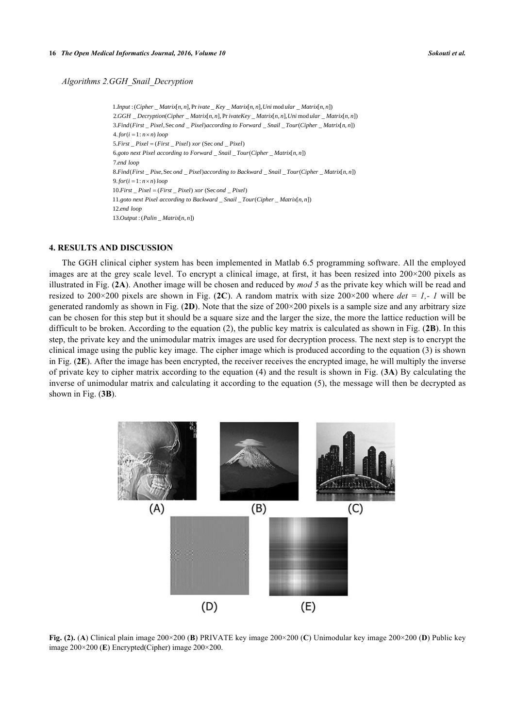*Algorithms 2.GGH_Snail_Decryption*

```
1.Input : (Cipher _ Matrix[n, n], Private _ Key _ Matrix[n, n], Unimodular _ Matrix[n, n])
2.GGH _ Decryption(Cipher _ Matrix[n, n], PrivateKey _ Matrix[n, n], Unimodular _ Matrix[n, n])
3.Find(First _ Pixel, Second _ Pixel)according to Forward _ Snail _ Tour(Cipher _ Matrix[n, n])
4. for(i = 1 : n × n) loop
5.First _ Pixel = (First _ Pixel) xor (Second _ Pixel)
6.goto next Pixel according to Forward _ Snail _ Tour(Cipher _ Matrix[n, n])
7.end loop
8.Find(First _ Pixe, Second _ Pixel)according to Backward _ Snail _ Tour(Cipher _ Matrix[n, n])
9. for(i = 1 : n × n) loop
10.First _ Pixel = (First _ Pixel) xor (Second _ Pixel)
11.goto next Pixel according to Backward _ Snail _ Tour(Cipher _ Matrix[n, n])
12.end loop
13.Output : (Palin _ Matrix[n, n])
```

## 4. RESULTS AND DISCUSSION

The GGH clinical cipher system has been implemented in Matlab 6.5 programming software. All the employed images are at the grey scale level. To encrypt a clinical image, at first, it has been resized into 200×200 pixels as illustrated in Fig. (**2A**). Another image will be chosen and reduced by *mod 5* as the private key which will be read and resized to 200×200 pixels are shown in Fig. (**2C**). A random matrix with size 200×200 where *det = 1,- 1* will be generated randomly as shown in Fig. (**2D**). Note that the size of 200×200 pixels is a sample size and any arbitrary size can be chosen for this step but it should be a square size and the larger the size, the more the lattice reduction will be difficult to be broken. According to the equation (2), the public key matrix is calculated as shown in Fig. (**2B**). In this step, the private key and the unimodular matrix images are used for decryption process. The next step is to encrypt the clinical image using the public key image. The cipher image which is produced according to the equation (3) is shown in Fig. (**2E**). After the image has been encrypted, the receiver receives the encrypted image, he will multiply the inverse of private key to cipher matrix according to the equation (4) and the result is shown in Fig. (**3A**) By calculating the inverse of unimodular matrix and calculating it according to the equation (5), the message will then be decrypted as shown in Fig. (**3B**).

(A) (B) (C) (D) (E)

**Fig. (2).** (**A**) Clinical plain image 200×200 (**B**) PRIVATE key image 200×200 (**C**) Unimodular key image 200×200 (**D**) Public key image 200×200 (**E**) Encrypted(Cipher) image 200×200.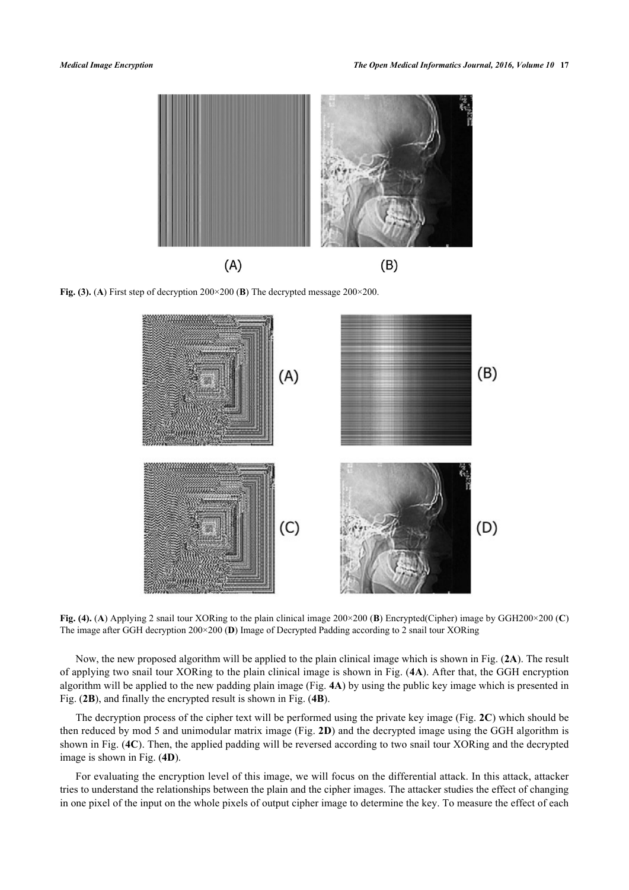Fig. (3). (A) First step of decryption 200×200 (B) The decrypted message 200×200.

Fig. (4). (A) Applying 2 snail tour XORing to the plain clinical image 200×200 (B) Encrypted(Cipher) image by GGH200×200 (C) The image after GGH decryption 200×200 (D) Image of Decrypted Padding according to 2 snail tour XORing

Now, the new proposed algorithm will be applied to the plain clinical image which is shown in Fig. (2A). The result of applying two snail tour XORing to the plain clinical image is shown in Fig. (4A). After that, the GGH encryption algorithm will be applied to the new padding plain image (Fig. 4A) by using the public key image which is presented in Fig. (2B), and finally the encrypted result is shown in Fig. (4B).

The decryption process of the cipher text will be performed using the private key image (Fig. 2C) which should be then reduced by mod 5 and unimodular matrix image (Fig. 2D) and the decrypted image using the GGH algorithm is shown in Fig. (4C). Then, the applied padding will be reversed according to two snail tour XORing and the decrypted image is shown in Fig. (4D).

For evaluating the encryption level of this image, we will focus on the differential attack. In this attack, attacker tries to understand the relationships between the plain and the cipher images. The attacker studies the effect of changing in one pixel of the input on the whole pixels of output cipher image to determine the key. To measure the effect of each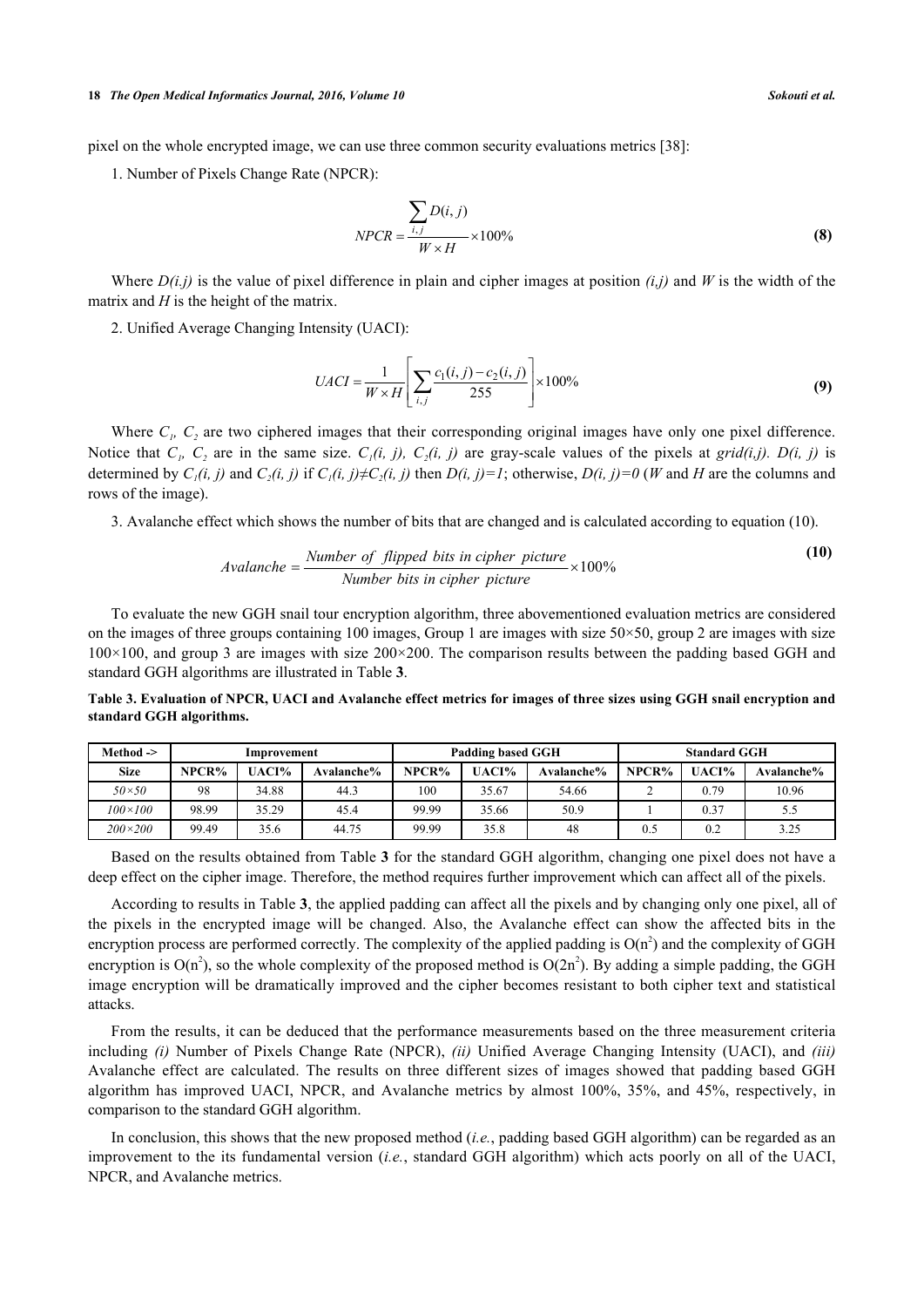pixel on the whole encrypted image, we can use three common security evaluations metrics [38]:

1. Number of Pixels Change Rate (NPCR):

$$NPCR = \frac{\sum_{i,j} D(i,j)}{W \times H} \times 100\% \tag{8}$$

Where *D(i.j)* is the value of pixel difference in plain and cipher images at position *(i,j)* and *W* is the width of the matrix and *H* is the height of the matrix.

2. Unified Average Changing Intensity (UACI):

$$UACI = \frac{1}{W \times H}\left[\sum_{i,j} \frac{c_1(i,j) - c_2(i,j)}{255}\right] \times 100\% \tag{9}$$

Where $C_1$, $C_2$ are two ciphered images that their corresponding original images have only one pixel difference. Notice that $C_1$, $C_2$ are in the same size. $C_1(i, j)$, $C_2(i, j)$ are gray-scale values of the pixels at *grid(i,j)*. $D(i, j)$ is determined by $C_1(i, j)$ and $C_2(i, j)$ if $C_1(i, j) \neq C_2(i, j)$ then $D(i, j)=1$; otherwise, $D(i, j)=0$ (*W* and *H* are the columns and rows of the image).

3. Avalanche effect which shows the number of bits that are changed and is calculated according to equation (10).

$$Avalanche = \frac{Number\ of\ \ flipped\ bits\ in\ cipher\ \ picture}{Number\ bits\ in\ cipher\ \ picture} \times 100\% \tag{10}$$

To evaluate the new GGH snail tour encryption algorithm, three abovementioned evaluation metrics are considered on the images of three groups containing 100 images, Group 1 are images with size 50×50, group 2 are images with size 100×100, and group 3 are images with size 200×200. The comparison results between the padding based GGH and standard GGH algorithms are illustrated in Table **3**.

**Table 3. Evaluation of NPCR, UACI and Avalanche effect metrics for images of three sizes using GGH snail encryption and standard GGH algorithms.**

| Method -> | Improvement | | | Padding based GGH | | | Standard GGH | | |
|---|---|---|---|---|---|---|---|---|---|
| Size | NPCR% | UACI% | Avalanche% | NPCR% | UACI% | Avalanche% | NPCR% | UACI% | Avalanche% |
| *50×50* | 98 | 34.88 | 44.3 | 100 | 35.67 | 54.66 | 2 | 0.79 | 10.96 |
| *100×100* | 98.99 | 35.29 | 45.4 | 99.99 | 35.66 | 50.9 | 1 | 0.37 | 5.5 |
| *200×200* | 99.49 | 35.6 | 44.75 | 99.99 | 35.8 | 48 | 0.5 | 0.2 | 3.25 |

Based on the results obtained from Table **3** for the standard GGH algorithm, changing one pixel does not have a deep effect on the cipher image. Therefore, the method requires further improvement which can affect all of the pixels.

According to results in Table **3**, the applied padding can affect all the pixels and by changing only one pixel, all of the pixels in the encrypted image will be changed. Also, the Avalanche effect can show the affected bits in the encryption process are performed correctly. The complexity of the applied padding is $O(n^2)$ and the complexity of GGH encryption is $O(n^2)$, so the whole complexity of the proposed method is $O(2n^2)$. By adding a simple padding, the GGH image encryption will be dramatically improved and the cipher becomes resistant to both cipher text and statistical attacks.

From the results, it can be deduced that the performance measurements based on the three measurement criteria including *(i)* Number of Pixels Change Rate (NPCR), *(ii)* Unified Average Changing Intensity (UACI), and *(iii)* Avalanche effect are calculated. The results on three different sizes of images showed that padding based GGH algorithm has improved UACI, NPCR, and Avalanche metrics by almost 100%, 35%, and 45%, respectively, in comparison to the standard GGH algorithm.

In conclusion, this shows that the new proposed method (*i.e.*, padding based GGH algorithm) can be regarded as an improvement to the its fundamental version (*i.e.*, standard GGH algorithm) which acts poorly on all of the UACI, NPCR, and Avalanche metrics.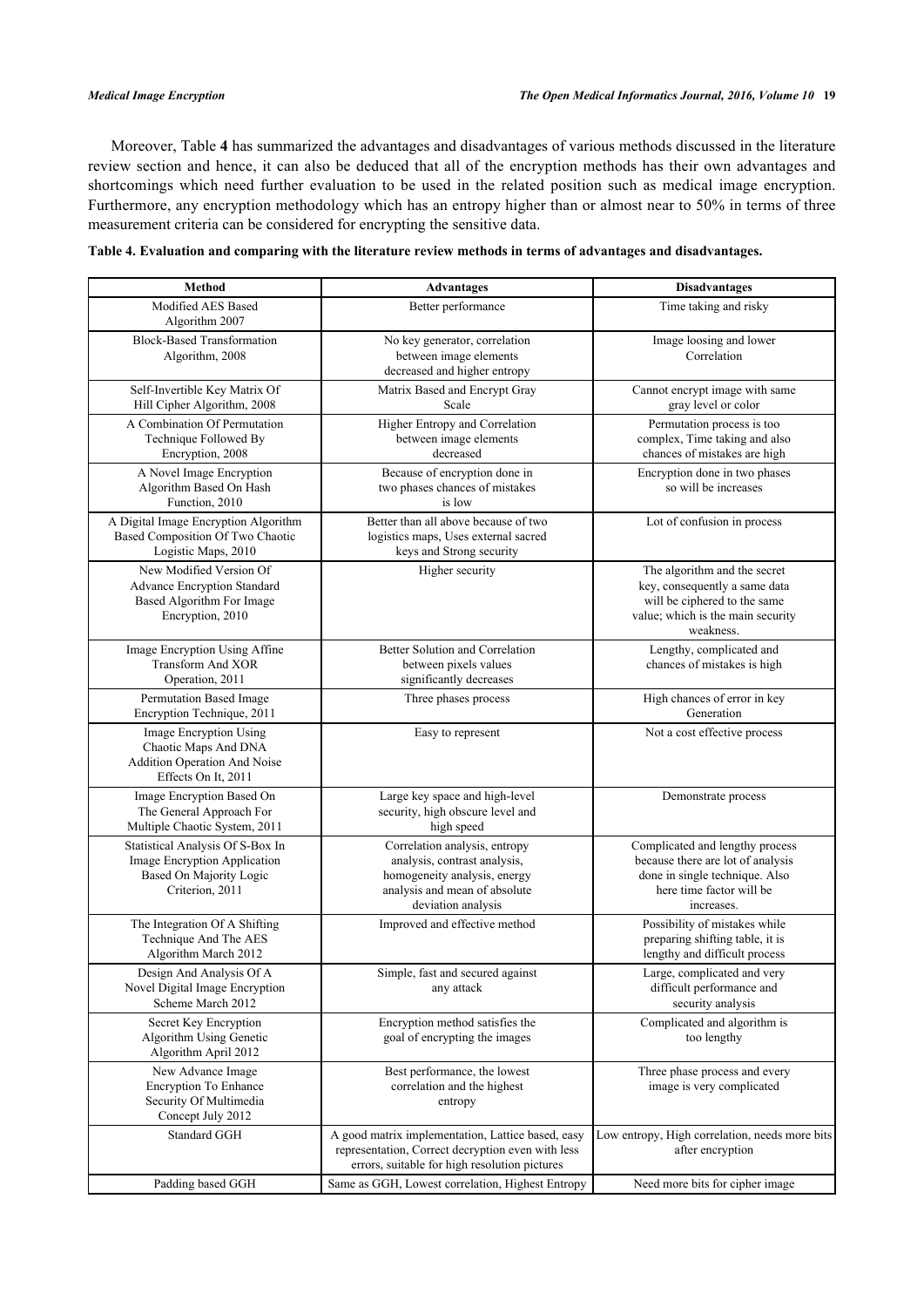Moreover, Table **4** has summarized the advantages and disadvantages of various methods discussed in the literature review section and hence, it can also be deduced that all of the encryption methods has their own advantages and shortcomings which need further evaluation to be used in the related position such as medical image encryption. Furthermore, any encryption methodology which has an entropy higher than or almost near to 50% in terms of three measurement criteria can be considered for encrypting the sensitive data.

**Table 4. Evaluation and comparing with the literature review methods in terms of advantages and disadvantages.**

| Method | Advantages | Disadvantages |
|---|---|---|
| Modified AES Based Algorithm 2007 | Better performance | Time taking and risky |
| Block-Based Transformation Algorithm, 2008 | No key generator, correlation between image elements decreased and higher entropy | Image loosing and lower Correlation |
| Self-Invertible Key Matrix Of Hill Cipher Algorithm, 2008 | Matrix Based and Encrypt Gray Scale | Cannot encrypt image with same gray level or color |
| A Combination Of Permutation Technique Followed By Encryption, 2008 | Higher Entropy and Correlation between image elements decreased | Permutation process is too complex, Time taking and also chances of mistakes are high |
| A Novel Image Encryption Algorithm Based On Hash Function, 2010 | Because of encryption done in two phases chances of mistakes is low | Encryption done in two phases so will be increases |
| A Digital Image Encryption Algorithm Based Composition Of Two Chaotic Logistic Maps, 2010 | Better than all above because of two logistics maps, Uses external sacred keys and Strong security | Lot of confusion in process |
| New Modified Version Of Advance Encryption Standard Based Algorithm For Image Encryption, 2010 | Higher security | The algorithm and the secret key, consequently a same data will be ciphered to the same value; which is the main security weakness. |
| Image Encryption Using Affine Transform And XOR Operation, 2011 | Better Solution and Correlation between pixels values significantly decreases | Lengthy, complicated and chances of mistakes is high |
| Permutation Based Image Encryption Technique, 2011 | Three phases process | High chances of error in key Generation |
| Image Encryption Using Chaotic Maps And DNA Addition Operation And Noise Effects On It, 2011 | Easy to represent | Not a cost effective process |
| Image Encryption Based On The General Approach For Multiple Chaotic System, 2011 | Large key space and high-level security, high obscure level and high speed | Demonstrate process |
| Statistical Analysis Of S-Box In Image Encryption Application Based On Majority Logic Criterion, 2011 | Correlation analysis, entropy analysis, contrast analysis, homogeneity analysis, energy analysis and mean of absolute deviation analysis | Complicated and lengthy process because there are lot of analysis done in single technique. Also here time factor will be increases. |
| The Integration Of A Shifting Technique And The AES Algorithm March 2012 | Improved and effective method | Possibility of mistakes while preparing shifting table, it is lengthy and difficult process |
| Design And Analysis Of A Novel Digital Image Encryption Scheme March 2012 | Simple, fast and secured against any attack | Large, complicated and very difficult performance and security analysis |
| Secret Key Encryption Algorithm Using Genetic Algorithm April 2012 | Encryption method satisfies the goal of encrypting the images | Complicated and algorithm is too lengthy |
| New Advance Image Encryption To Enhance Security Of Multimedia Concept July 2012 | Best performance, the lowest correlation and the highest entropy | Three phase process and every image is very complicated |
| Standard GGH | A good matrix implementation, Lattice based, easy representation, Correct decryption even with less errors, suitable for high resolution pictures | Low entropy, High correlation, needs more bits after encryption |
| Padding based GGH | Same as GGH, Lowest correlation, Highest Entropy | Need more bits for cipher image |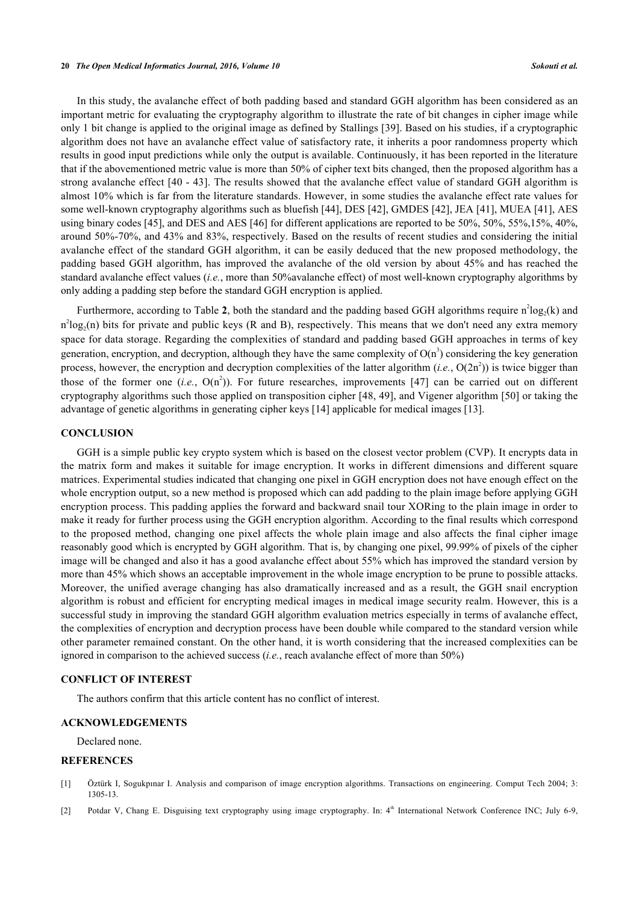In this study, the avalanche effect of both padding based and standard GGH algorithm has been considered as an important metric for evaluating the cryptography algorithm to illustrate the rate of bit changes in cipher image while only 1 bit change is applied to the original image as defined by Stallings [39]. Based on his studies, if a cryptographic algorithm does not have an avalanche effect value of satisfactory rate, it inherits a poor randomness property which results in good input predictions while only the output is available. Continuously, it has been reported in the literature that if the abovementioned metric value is more than 50% of cipher text bits changed, then the proposed algorithm has a strong avalanche effect [40 - 43]. The results showed that the avalanche effect value of standard GGH algorithm is almost 10% which is far from the literature standards. However, in some studies the avalanche effect rate values for some well-known cryptography algorithms such as bluefish [44], DES [42], GMDES [42], JEA [41], MUEA [41], AES using binary codes [45], and DES and AES [46] for different applications are reported to be 50%, 50%, 55%,15%, 40%, around 50%-70%, and 43% and 83%, respectively. Based on the results of recent studies and considering the initial avalanche effect of the standard GGH algorithm, it can be easily deduced that the new proposed methodology, the padding based GGH algorithm, has improved the avalanche of the old version by about 45% and has reached the standard avalanche effect values (*i.e.*, more than 50%avalanche effect) of most well-known cryptography algorithms by only adding a padding step before the standard GGH encryption is applied.

Furthermore, according to Table **2**, both the standard and the padding based GGH algorithms require $n^2\log_2(k)$ and $n^2\log_2(n)$ bits for private and public keys (R and B), respectively. This means that we don't need any extra memory space for data storage. Regarding the complexities of standard and padding based GGH approaches in terms of key generation, encryption, and decryption, although they have the same complexity of $O(n^3)$ considering the key generation process, however, the encryption and decryption complexities of the latter algorithm (*i.e.*, $O(2n^2)$) is twice bigger than those of the former one (*i.e.*, $O(n^2)$). For future researches, improvements [47] can be carried out on different cryptography algorithms such those applied on transposition cipher [48, 49], and Vigener algorithm [50] or taking the advantage of genetic algorithms in generating cipher keys [14] applicable for medical images [13].

## CONCLUSION

GGH is a simple public key crypto system which is based on the closest vector problem (CVP). It encrypts data in the matrix form and makes it suitable for image encryption. It works in different dimensions and different square matrices. Experimental studies indicated that changing one pixel in GGH encryption does not have enough effect on the whole encryption output, so a new method is proposed which can add padding to the plain image before applying GGH encryption process. This padding applies the forward and backward snail tour XORing to the plain image in order to make it ready for further process using the GGH encryption algorithm. According to the final results which correspond to the proposed method, changing one pixel affects the whole plain image and also affects the final cipher image reasonably good which is encrypted by GGH algorithm. That is, by changing one pixel, 99.99% of pixels of the cipher image will be changed and also it has a good avalanche effect about 55% which has improved the standard version by more than 45% which shows an acceptable improvement in the whole image encryption to be prune to possible attacks. Moreover, the unified average changing has also dramatically increased and as a result, the GGH snail encryption algorithm is robust and efficient for encrypting medical images in medical image security realm. However, this is a successful study in improving the standard GGH algorithm evaluation metrics especially in terms of avalanche effect, the complexities of encryption and decryption process have been double while compared to the standard version while other parameter remained constant. On the other hand, it is worth considering that the increased complexities can be ignored in comparison to the achieved success (*i.e.*, reach avalanche effect of more than 50%)

## CONFLICT OF INTEREST

The authors confirm that this article content has no conflict of interest.

## ACKNOWLEDGEMENTS

Declared none.

## REFERENCES

[1] Öztürk I, Sogukpınar I. Analysis and comparison of image encryption algorithms. Transactions on engineering. Comput Tech 2004; 3: 1305-13.

[2] Potdar V, Chang E. Disguising text cryptography using image cryptography. In: 4th International Network Conference INC; July 6-9,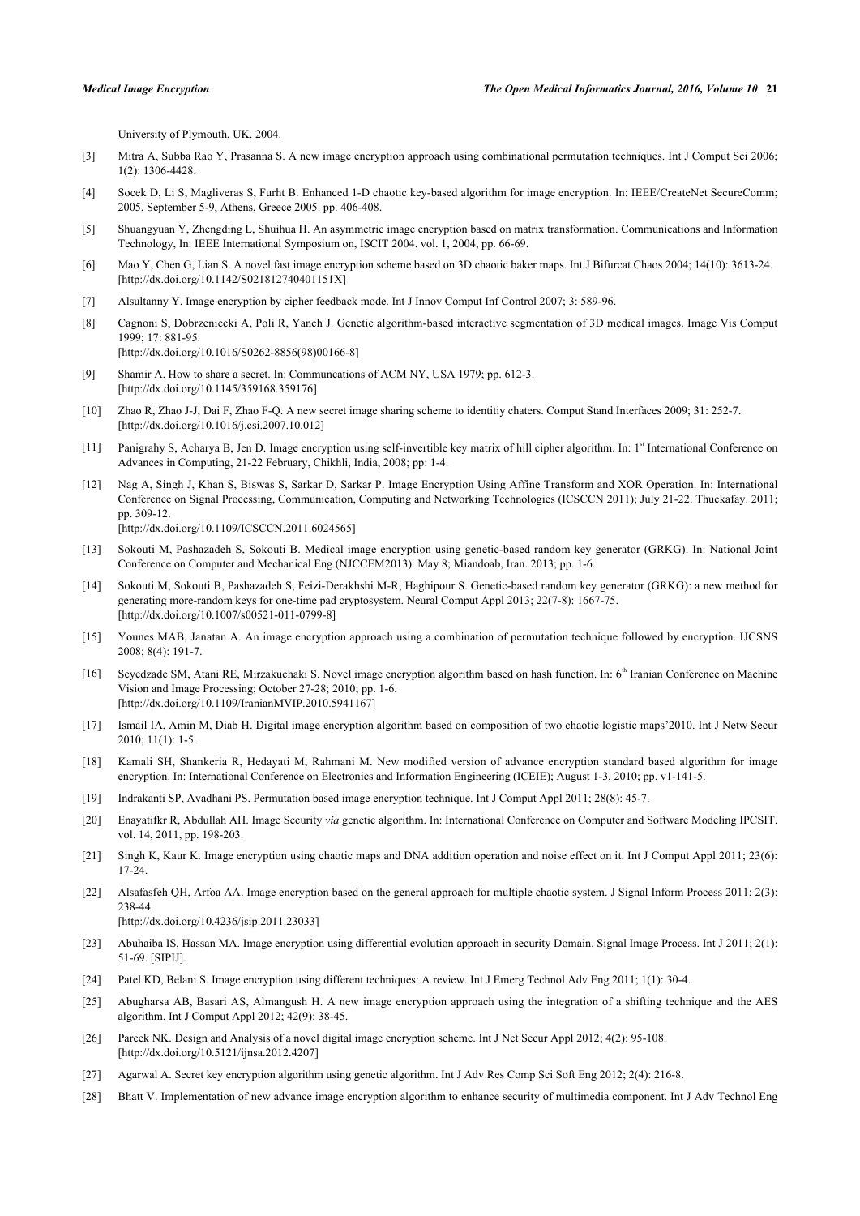University of Plymouth, UK. 2004.

[3] Mitra A, Subba Rao Y, Prasanna S. A new image encryption approach using combinational permutation techniques. Int J Comput Sci 2006; 1(2): 1306-4428.

[4] Socek D, Li S, Magliveras S, Furht B. Enhanced 1-D chaotic key-based algorithm for image encryption. In: IEEE/CreateNet SecureComm; 2005, September 5-9, Athens, Greece 2005. pp. 406-408.

[5] Shuangyuan Y, Zhengding L, Shuihua H. An asymmetric image encryption based on matrix transformation. Communications and Information Technology, In: IEEE International Symposium on, ISCIT 2004. vol. 1, 2004, pp. 66-69.

[6] Mao Y, Chen G, Lian S. A novel fast image encryption scheme based on 3D chaotic baker maps. Int J Bifurcat Chaos 2004; 14(10): 3613-24. [http://dx.doi.org/10.1142/S021812740401151X]

[7] Alsultanny Y. Image encryption by cipher feedback mode. Int J Innov Comput Inf Control 2007; 3: 589-96.

[8] Cagnoni S, Dobrzeniecki A, Poli R, Yanch J. Genetic algorithm-based interactive segmentation of 3D medical images. Image Vis Comput 1999; 17: 881-95. [http://dx.doi.org/10.1016/S0262-8856(98)00166-8]

[9] Shamir A. How to share a secret. In: Communcations of ACM NY, USA 1979; pp. 612-3. [http://dx.doi.org/10.1145/359168.359176]

[10] Zhao R, Zhao J-J, Dai F, Zhao F-Q. A new secret image sharing scheme to identitiy chaters. Comput Stand Interfaces 2009; 31: 252-7. [http://dx.doi.org/10.1016/j.csi.2007.10.012]

[11] Panigrahy S, Acharya B, Jen D. Image encryption using self-invertible key matrix of hill cipher algorithm. In: 1st International Conference on Advances in Computing, 21-22 February, Chikhli, India, 2008; pp: 1-4.

[12] Nag A, Singh J, Khan S, Biswas S, Sarkar D, Sarkar P. Image Encryption Using Affine Transform and XOR Operation. In: International Conference on Signal Processing, Communication, Computing and Networking Technologies (ICSCCN 2011); July 21-22. Thuckafay. 2011; pp. 309-12. [http://dx.doi.org/10.1109/ICSCCN.2011.6024565]

[13] Sokouti M, Pashazadeh S, Sokouti B. Medical image encryption using genetic-based random key generator (GRKG). In: National Joint Conference on Computer and Mechanical Eng (NJCCEM2013). May 8; Miandoab, Iran. 2013; pp. 1-6.

[14] Sokouti M, Sokouti B, Pashazadeh S, Feizi-Derakhshi M-R, Haghipour S. Genetic-based random key generator (GRKG): a new method for generating more-random keys for one-time pad cryptosystem. Neural Comput Appl 2013; 22(7-8): 1667-75. [http://dx.doi.org/10.1007/s00521-011-0799-8]

[15] Younes MAB, Janatan A. An image encryption approach using a combination of permutation technique followed by encryption. IJCSNS 2008; 8(4): 191-7.

[16] Seyedzade SM, Atani RE, Mirzakuchaki S. Novel image encryption algorithm based on hash function. In: 6th Iranian Conference on Machine Vision and Image Processing; October 27-28; 2010; pp. 1-6. [http://dx.doi.org/10.1109/IranianMVIP.2010.5941167]

[17] Ismail IA, Amin M, Diab H. Digital image encryption algorithm based on composition of two chaotic logistic maps'2010. Int J Netw Secur 2010; 11(1): 1-5.

[18] Kamali SH, Shankeria R, Hedayati M, Rahmani M. New modified version of advance encryption standard based algorithm for image encryption. In: International Conference on Electronics and Information Engineering (ICEIE); August 1-3, 2010; pp. v1-141-5.

[19] Indrakanti SP, Avadhani PS. Permutation based image encryption technique. Int J Comput Appl 2011; 28(8): 45-7.

[20] Enayatifkr R, Abdullah AH. Image Security *via* genetic algorithm. In: International Conference on Computer and Software Modeling IPCSIT. vol. 14, 2011, pp. 198-203.

[21] Singh K, Kaur K. Image encryption using chaotic maps and DNA addition operation and noise effect on it. Int J Comput Appl 2011; 23(6): 17-24.

[22] Alsafasfeh QH, Arfoa AA. Image encryption based on the general approach for multiple chaotic system. J Signal Inform Process 2011; 2(3): 238-44. [http://dx.doi.org/10.4236/jsip.2011.23033]

[23] Abuhaiba IS, Hassan MA. Image encryption using differential evolution approach in security Domain. Signal Image Process. Int J 2011; 2(1): 51-69. [SIPIJ].

[24] Patel KD, Belani S. Image encryption using different techniques: A review. Int J Emerg Technol Adv Eng 2011; 1(1): 30-4.

[25] Abugharsa AB, Basari AS, Almangush H. A new image encryption approach using the integration of a shifting technique and the AES algorithm. Int J Comput Appl 2012; 42(9): 38-45.

[26] Pareek NK. Design and Analysis of a novel digital image encryption scheme. Int J Net Secur Appl 2012; 4(2): 95-108. [http://dx.doi.org/10.5121/ijnsa.2012.4207]

[27] Agarwal A. Secret key encryption algorithm using genetic algorithm. Int J Adv Res Comp Sci Soft Eng 2012; 2(4): 216-8.

[28] Bhatt V. Implementation of new advance image encryption algorithm to enhance security of multimedia component. Int J Adv Technol Eng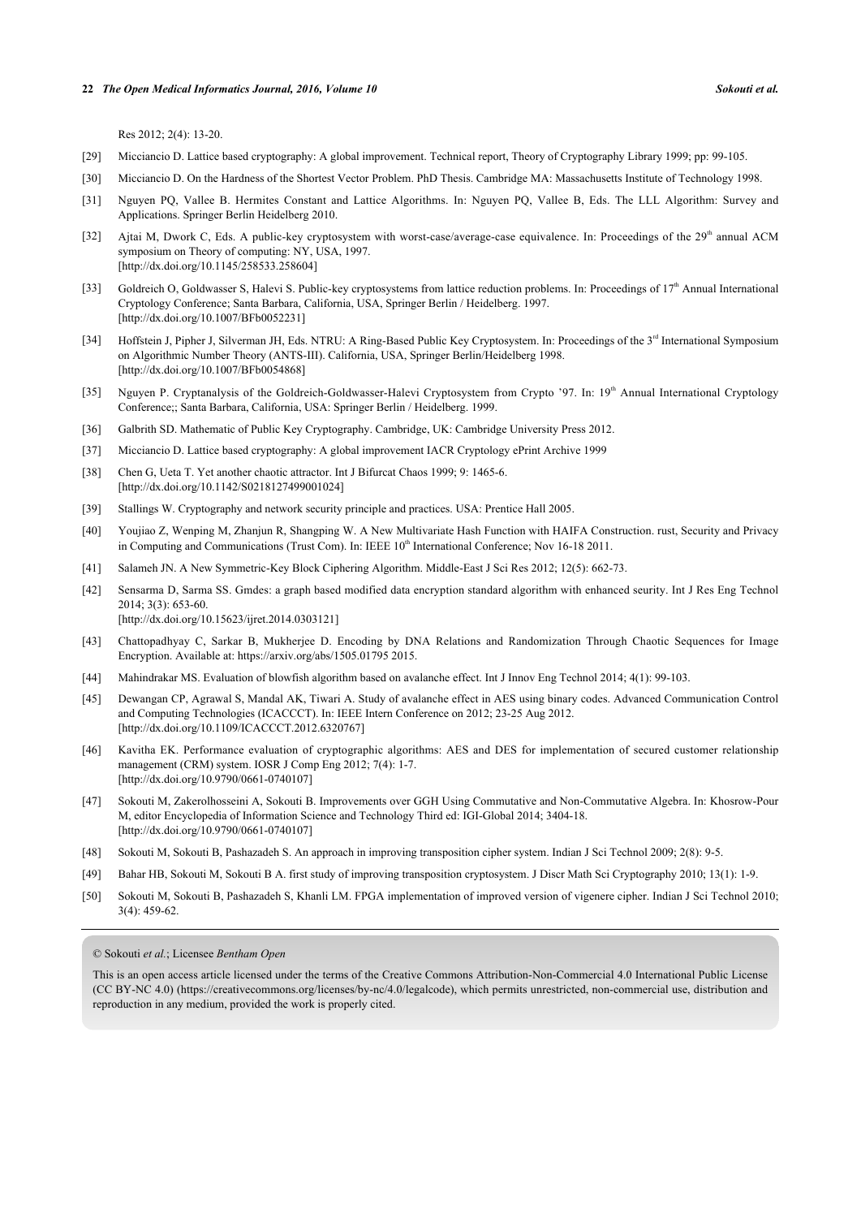Res 2012; 2(4): 13-20.

[29] Micciancio D. Lattice based cryptography: A global improvement. Technical report, Theory of Cryptography Library 1999; pp: 99-105.

[30] Micciancio D. On the Hardness of the Shortest Vector Problem. PhD Thesis. Cambridge MA: Massachusetts Institute of Technology 1998.

[31] Nguyen PQ, Vallee B. Hermites Constant and Lattice Algorithms. In: Nguyen PQ, Vallee B, Eds. The LLL Algorithm: Survey and Applications. Springer Berlin Heidelberg 2010.

[32] Ajtai M, Dwork C, Eds. A public-key cryptosystem with worst-case/average-case equivalence. In: Proceedings of the 29th annual ACM symposium on Theory of computing: NY, USA, 1997. [http://dx.doi.org/10.1145/258533.258604]

[33] Goldreich O, Goldwasser S, Halevi S. Public-key cryptosystems from lattice reduction problems. In: Proceedings of 17th Annual International Cryptology Conference; Santa Barbara, California, USA, Springer Berlin / Heidelberg. 1997. [http://dx.doi.org/10.1007/BFb0052231]

[34] Hoffstein J, Pipher J, Silverman JH, Eds. NTRU: A Ring-Based Public Key Cryptosystem. In: Proceedings of the 3rd International Symposium on Algorithmic Number Theory (ANTS-III). California, USA, Springer Berlin/Heidelberg 1998. [http://dx.doi.org/10.1007/BFb0054868]

[35] Nguyen P. Cryptanalysis of the Goldreich-Goldwasser-Halevi Cryptosystem from Crypto '97. In: 19th Annual International Cryptology Conference;; Santa Barbara, California, USA: Springer Berlin / Heidelberg. 1999.

[36] Galbrith SD. Mathematic of Public Key Cryptography. Cambridge, UK: Cambridge University Press 2012.

[37] Micciancio D. Lattice based cryptography: A global improvement IACR Cryptology ePrint Archive 1999

[38] Chen G, Ueta T. Yet another chaotic attractor. Int J Bifurcat Chaos 1999; 9: 1465-6. [http://dx.doi.org/10.1142/S0218127499001024]

[39] Stallings W. Cryptography and network security principle and practices. USA: Prentice Hall 2005.

[40] Youjiao Z, Wenping M, Zhanjun R, Shangping W. A New Multivariate Hash Function with HAIFA Construction. rust, Security and Privacy in Computing and Communications (Trust Com). In: IEEE 10th International Conference; Nov 16-18 2011.

[41] Salameh JN. A New Symmetric-Key Block Ciphering Algorithm. Middle-East J Sci Res 2012; 12(5): 662-73.

[42] Sensarma D, Sarma SS. Gmdes: a graph based modified data encryption standard algorithm with enhanced seurity. Int J Res Eng Technol 2014; 3(3): 653-60. [http://dx.doi.org/10.15623/ijret.2014.0303121]

[43] Chattopadhyay C, Sarkar B, Mukherjee D. Encoding by DNA Relations and Randomization Through Chaotic Sequences for Image Encryption. Available at: https://arxiv.org/abs/1505.01795 2015.

[44] Mahindrakar MS. Evaluation of blowfish algorithm based on avalanche effect. Int J Innov Eng Technol 2014; 4(1): 99-103.

[45] Dewangan CP, Agrawal S, Mandal AK, Tiwari A. Study of avalanche effect in AES using binary codes. Advanced Communication Control and Computing Technologies (ICACCCT). In: IEEE Intern Conference on 2012; 23-25 Aug 2012. [http://dx.doi.org/10.1109/ICACCCT.2012.6320767]

[46] Kavitha EK. Performance evaluation of cryptographic algorithms: AES and DES for implementation of secured customer relationship management (CRM) system. IOSR J Comp Eng 2012; 7(4): 1-7. [http://dx.doi.org/10.9790/0661-0740107]

[47] Sokouti M, Zakerolhosseini A, Sokouti B. Improvements over GGH Using Commutative and Non-Commutative Algebra. In: Khosrow-Pour M, editor Encyclopedia of Information Science and Technology Third ed: IGI-Global 2014; 3404-18. [http://dx.doi.org/10.9790/0661-0740107]

[48] Sokouti M, Sokouti B, Pashazadeh S. An approach in improving transposition cipher system. Indian J Sci Technol 2009; 2(8): 9-5.

[49] Bahar HB, Sokouti M, Sokouti B A. first study of improving transposition cryptosystem. J Discr Math Sci Cryptography 2010; 13(1): 1-9.

[50] Sokouti M, Sokouti B, Pashazadeh S, Khanli LM. FPGA implementation of improved version of vigenere cipher. Indian J Sci Technol 2010; 3(4): 459-62.

---

© Sokouti *et al.*; Licensee *Bentham Open*

This is an open access article licensed under the terms of the Creative Commons Attribution-Non-Commercial 4.0 International Public License (CC BY-NC 4.0) (https://creativecommons.org/licenses/by-nc/4.0/legalcode), which permits unrestricted, non-commercial use, distribution and reproduction in any medium, provided the work is properly cited.